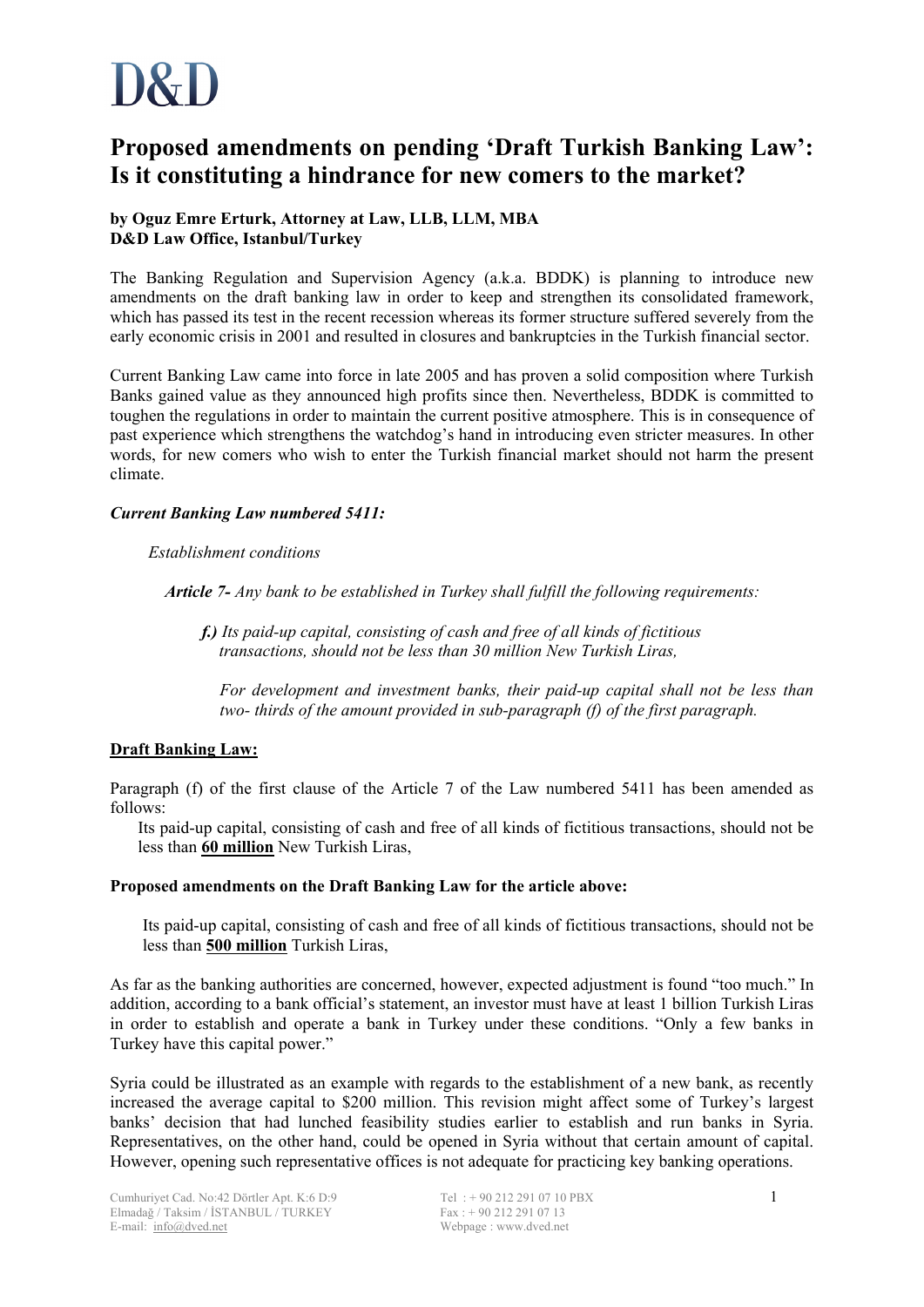D&D

# Proposed amendments on pending 'Draft Turkish Banking Law': Is it constituting a hindrance for new comers to the market?

**by Oguz Emre Erturk, Attorney at Law, LLB, LLM, MBA**
**D&D Law Office, Istanbul/Turkey**

The Banking Regulation and Supervision Agency (a.k.a. BDDK) is planning to introduce new amendments on the draft banking law in order to keep and strengthen its consolidated framework, which has passed its test in the recent recession whereas its former structure suffered severely from the early economic crisis in 2001 and resulted in closures and bankruptcies in the Turkish financial sector.

Current Banking Law came into force in late 2005 and has proven a solid composition where Turkish Banks gained value as they announced high profits since then. Nevertheless, BDDK is committed to toughen the regulations in order to maintain the current positive atmosphere. This is in consequence of past experience which strengthens the watchdog's hand in introducing even stricter measures. In other words, for new comers who wish to enter the Turkish financial market should not harm the present climate.

***Current Banking Law numbered 5411:***

*Establishment conditions*

***Article 7-*** *Any bank to be established in Turkey shall fulfill the following requirements:*

***f.)*** *Its paid-up capital, consisting of cash and free of all kinds of fictitious transactions, should not be less than 30 million New Turkish Liras,*

*For development and investment banks, their paid-up capital shall not be less than two- thirds of the amount provided in sub-paragraph (f) of the first paragraph.*

**Draft Banking Law:**

Paragraph (f) of the first clause of the Article 7 of the Law numbered 5411 has been amended as follows:

Its paid-up capital, consisting of cash and free of all kinds of fictitious transactions, should not be less than **60 million** New Turkish Liras,

**Proposed amendments on the Draft Banking Law for the article above:**

Its paid-up capital, consisting of cash and free of all kinds of fictitious transactions, should not be less than **500 million** Turkish Liras,

As far as the banking authorities are concerned, however, expected adjustment is found "too much." In addition, according to a bank official's statement, an investor must have at least 1 billion Turkish Liras in order to establish and operate a bank in Turkey under these conditions. "Only a few banks in Turkey have this capital power."

Syria could be illustrated as an example with regards to the establishment of a new bank, as recently increased the average capital to $200 million. This revision might affect some of Turkey's largest banks' decision that had lunched feasibility studies earlier to establish and run banks in Syria. Representatives, on the other hand, could be opened in Syria without that certain amount of capital. However, opening such representative offices is not adequate for practicing key banking operations.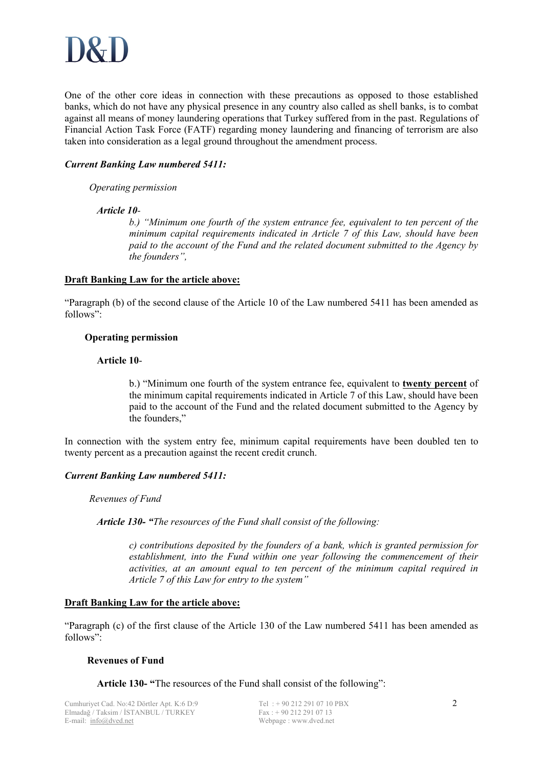D&D

One of the other core ideas in connection with these precautions as opposed to those established banks, which do not have any physical presence in any country also called as shell banks, is to combat against all means of money laundering operations that Turkey suffered from in the past. Regulations of Financial Action Task Force (FATF) regarding money laundering and financing of terrorism are also taken into consideration as a legal ground throughout the amendment process.

***Current Banking Law numbered 5411:***

*Operating permission*

***Article 10****-*

> *b.) "Minimum one fourth of the system entrance fee, equivalent to ten percent of the minimum capital requirements indicated in Article 7 of this Law, should have been paid to the account of the Fund and the related document submitted to the Agency by the founders",*

**Draft Banking Law for the article above:**

"Paragraph (b) of the second clause of the Article 10 of the Law numbered 5411 has been amended as follows":

**Operating permission**

**Article 10**-

> b.) "Minimum one fourth of the system entrance fee, equivalent to **twenty percent** of the minimum capital requirements indicated in Article 7 of this Law, should have been paid to the account of the Fund and the related document submitted to the Agency by the founders,"

In connection with the system entry fee, minimum capital requirements have been doubled ten to twenty percent as a precaution against the recent credit crunch.

***Current Banking Law numbered 5411:***

*Revenues of Fund*

***Article 130- "****The resources of the Fund shall consist of the following:*

> *c) contributions deposited by the founders of a bank, which is granted permission for establishment, into the Fund within one year following the commencement of their activities, at an amount equal to ten percent of the minimum capital required in Article 7 of this Law for entry to the system"*

**Draft Banking Law for the article above:**

"Paragraph (c) of the first clause of the Article 130 of the Law numbered 5411 has been amended as follows":

**Revenues of Fund**

**Article 130- "**The resources of the Fund shall consist of the following":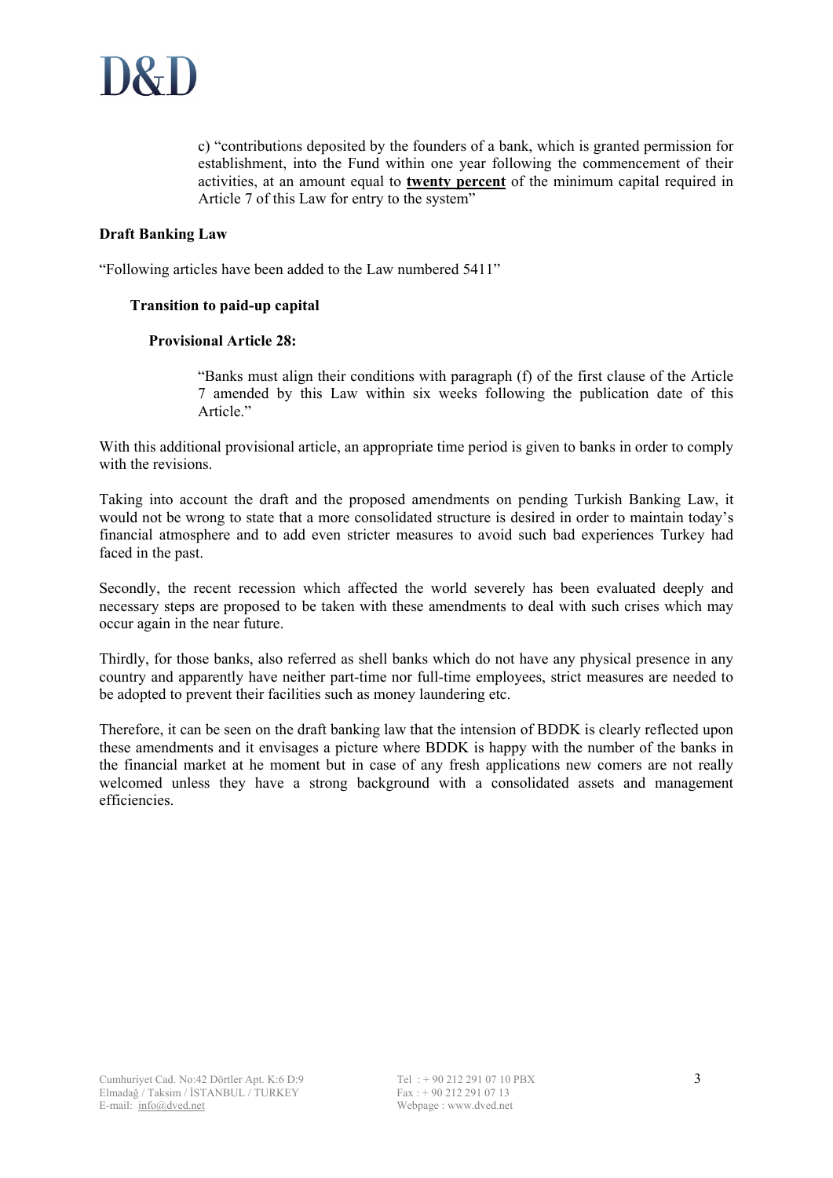c) “contributions deposited by the founders of a bank, which is granted permission for establishment, into the Fund within one year following the commencement of their activities, at an amount equal to **twenty percent** of the minimum capital required in Article 7 of this Law for entry to the system”

**Draft Banking Law**

“Following articles have been added to the Law numbered 5411”

**Transition to paid-up capital**

**Provisional Article 28:**

“Banks must align their conditions with paragraph (f) of the first clause of the Article 7 amended by this Law within six weeks following the publication date of this Article.”

With this additional provisional article, an appropriate time period is given to banks in order to comply with the revisions.

Taking into account the draft and the proposed amendments on pending Turkish Banking Law, it would not be wrong to state that a more consolidated structure is desired in order to maintain today’s financial atmosphere and to add even stricter measures to avoid such bad experiences Turkey had faced in the past.

Secondly, the recent recession which affected the world severely has been evaluated deeply and necessary steps are proposed to be taken with these amendments to deal with such crises which may occur again in the near future.

Thirdly, for those banks, also referred as shell banks which do not have any physical presence in any country and apparently have neither part-time nor full-time employees, strict measures are needed to be adopted to prevent their facilities such as money laundering etc.

Therefore, it can be seen on the draft banking law that the intension of BDDK is clearly reflected upon these amendments and it envisages a picture where BDDK is happy with the number of the banks in the financial market at he moment but in case of any fresh applications new comers are not really welcomed unless they have a strong background with a consolidated assets and management efficiencies.